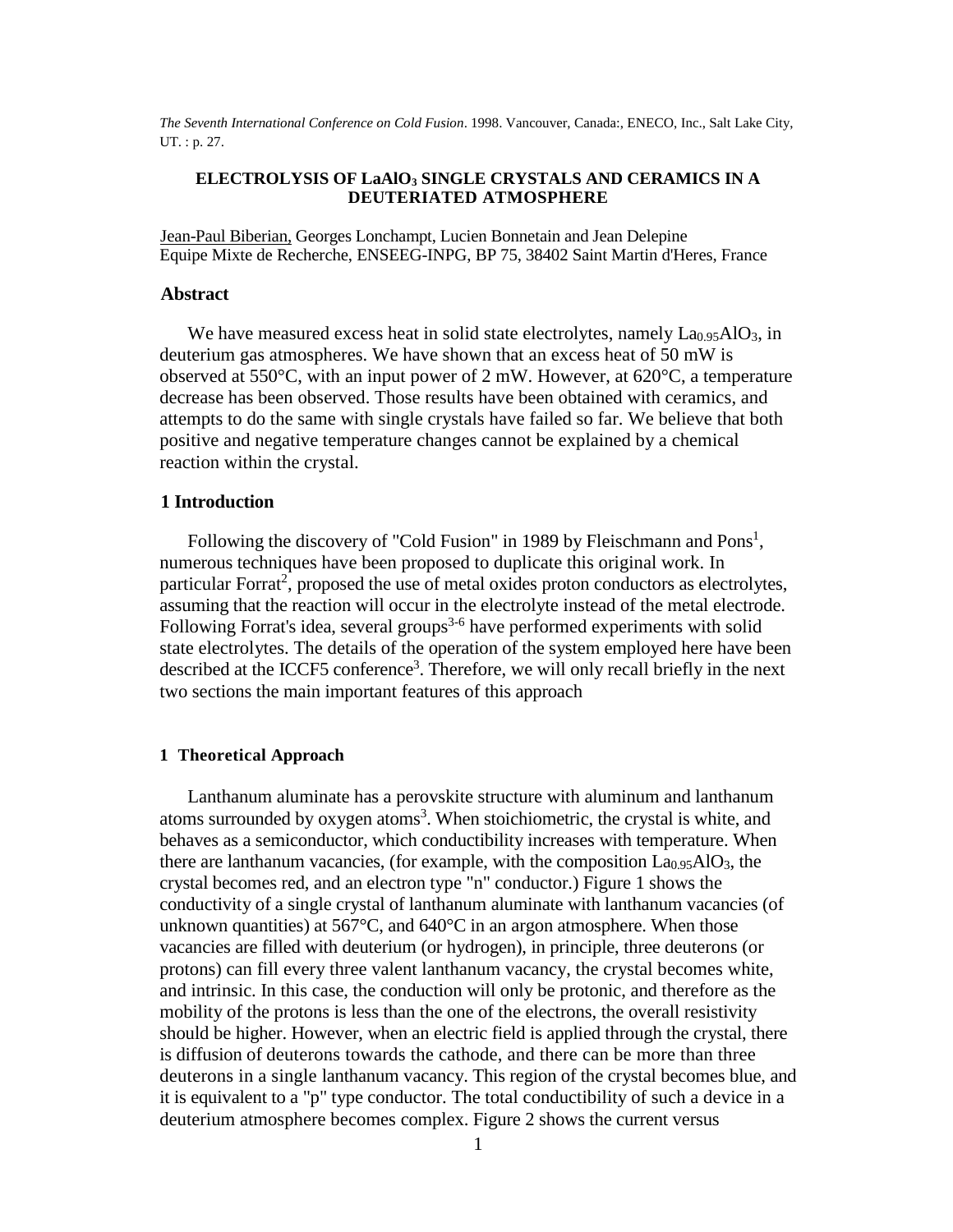*The Seventh International Conference on Cold Fusion*. 1998. Vancouver, Canada:, ENECO, Inc., Salt Lake City, UT. : p. 27.

# ELECTROLYSIS OF $LaAlO_3$ SINGLE CRYSTALS AND CERAMICS IN A DEUTERIATED ATMOSPHERE

Jean-Paul Biberian, Georges Lonchampt, Lucien Bonnetain and Jean Delepine
Equipe Mixte de Recherche, ENSEEG-INPG, BP 75, 38402 Saint Martin d'Heres, France

## Abstract

We have measured excess heat in solid state electrolytes, namely $La_{0.95}AlO_3$, in deuterium gas atmospheres. We have shown that an excess heat of 50 mW is observed at 550°C, with an input power of 2 mW. However, at 620°C, a temperature decrease has been observed. Those results have been obtained with ceramics, and attempts to do the same with single crystals have failed so far. We believe that both positive and negative temperature changes cannot be explained by a chemical reaction within the crystal.

## 1 Introduction

Following the discovery of "Cold Fusion" in 1989 by Fleischmann and Pons[1], numerous techniques have been proposed to duplicate this original work. In particular Forrat[2], proposed the use of metal oxides proton conductors as electrolytes, assuming that the reaction will occur in the electrolyte instead of the metal electrode. Following Forrat's idea, several groups[3-6] have performed experiments with solid state electrolytes. The details of the operation of the system employed here have been described at the ICCF5 conference[3]. Therefore, we will only recall briefly in the next two sections the main important features of this approach

### 1 Theoretical Approach

Lanthanum aluminate has a perovskite structure with aluminum and lanthanum atoms surrounded by oxygen atoms[3]. When stoichiometric, the crystal is white, and behaves as a semiconductor, which conductibility increases with temperature. When there are lanthanum vacancies, (for example, with the composition $La_{0.95}AlO_3$, the crystal becomes red, and an electron type "n" conductor.) Figure 1 shows the conductivity of a single crystal of lanthanum aluminate with lanthanum vacancies (of unknown quantities) at 567°C, and 640°C in an argon atmosphere. When those vacancies are filled with deuterium (or hydrogen), in principle, three deuterons (or protons) can fill every three valent lanthanum vacancy, the crystal becomes white, and intrinsic. In this case, the conduction will only be protonic, and therefore as the mobility of the protons is less than the one of the electrons, the overall resistivity should be higher. However, when an electric field is applied through the crystal, there is diffusion of deuterons towards the cathode, and there can be more than three deuterons in a single lanthanum vacancy. This region of the crystal becomes blue, and it is equivalent to a "p" type conductor. The total conductibility of such a device in a deuterium atmosphere becomes complex. Figure 2 shows the current versus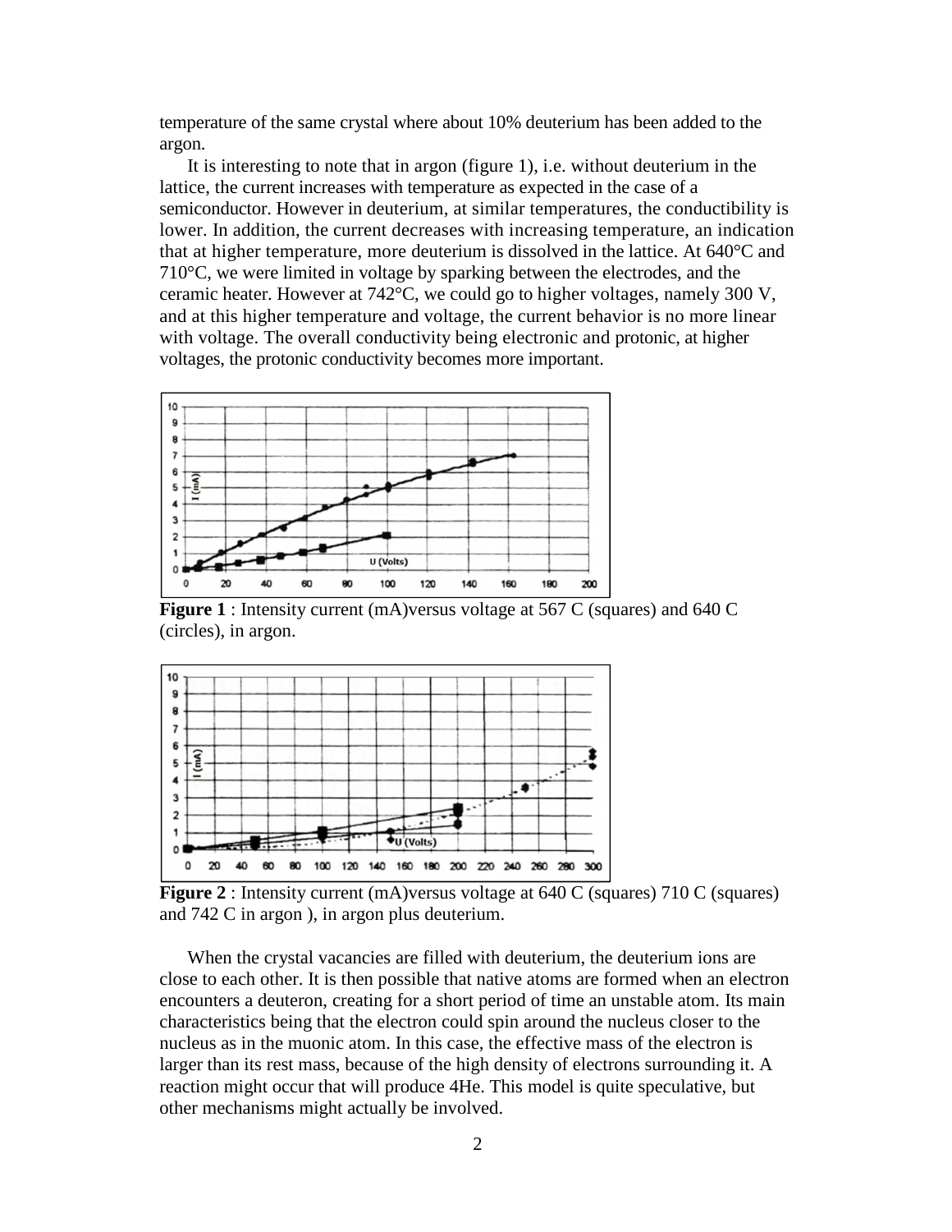temperature of the same crystal where about 10% deuterium has been added to the argon.

It is interesting to note that in argon (figure 1), i.e. without deuterium in the lattice, the current increases with temperature as expected in the case of a semiconductor. However in deuterium, at similar temperatures, the conductibility is lower. In addition, the current decreases with increasing temperature, an indication that at higher temperature, more deuterium is dissolved in the lattice. At 640°C and 710°C, we were limited in voltage by sparking between the electrodes, and the ceramic heater. However at 742°C, we could go to higher voltages, namely 300 V, and at this higher temperature and voltage, the current behavior is no more linear with voltage. The overall conductivity being electronic and protonic, at higher voltages, the protonic conductivity becomes more important.

**Figure 1** : Intensity current (mA)versus voltage at 567 C (squares) and 640 C (circles), in argon.

**Figure 2** : Intensity current (mA)versus voltage at 640 C (squares) 710 C (squares) and 742 C in argon ), in argon plus deuterium.

When the crystal vacancies are filled with deuterium, the deuterium ions are close to each other. It is then possible that native atoms are formed when an electron encounters a deuteron, creating for a short period of time an unstable atom. Its main characteristics being that the electron could spin around the nucleus closer to the nucleus as in the muonic atom. In this case, the effective mass of the electron is larger than its rest mass, because of the high density of electrons surrounding it. A reaction might occur that will produce 4He. This model is quite speculative, but other mechanisms might actually be involved.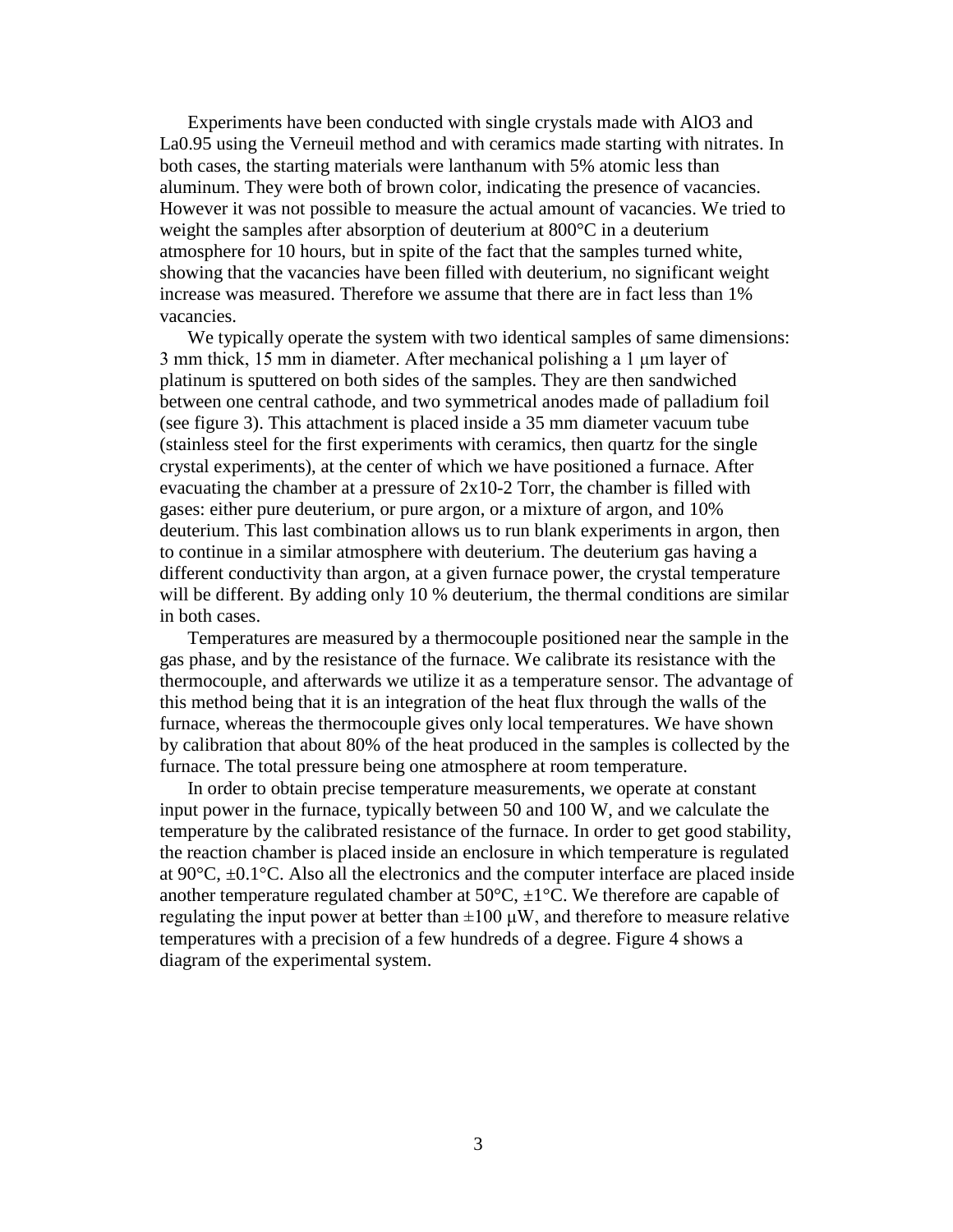Experiments have been conducted with single crystals made with AlO3 and La0.95 using the Verneuil method and with ceramics made starting with nitrates. In both cases, the starting materials were lanthanum with 5% atomic less than aluminum. They were both of brown color, indicating the presence of vacancies. However it was not possible to measure the actual amount of vacancies. We tried to weight the samples after absorption of deuterium at 800°C in a deuterium atmosphere for 10 hours, but in spite of the fact that the samples turned white, showing that the vacancies have been filled with deuterium, no significant weight increase was measured. Therefore we assume that there are in fact less than 1% vacancies.

We typically operate the system with two identical samples of same dimensions: 3 mm thick, 15 mm in diameter. After mechanical polishing a 1 μm layer of platinum is sputtered on both sides of the samples. They are then sandwiched between one central cathode, and two symmetrical anodes made of palladium foil (see figure 3). This attachment is placed inside a 35 mm diameter vacuum tube (stainless steel for the first experiments with ceramics, then quartz for the single crystal experiments), at the center of which we have positioned a furnace. After evacuating the chamber at a pressure of 2x10-2 Torr, the chamber is filled with gases: either pure deuterium, or pure argon, or a mixture of argon, and 10% deuterium. This last combination allows us to run blank experiments in argon, then to continue in a similar atmosphere with deuterium. The deuterium gas having a different conductivity than argon, at a given furnace power, the crystal temperature will be different. By adding only 10 % deuterium, the thermal conditions are similar in both cases.

Temperatures are measured by a thermocouple positioned near the sample in the gas phase, and by the resistance of the furnace. We calibrate its resistance with the thermocouple, and afterwards we utilize it as a temperature sensor. The advantage of this method being that it is an integration of the heat flux through the walls of the furnace, whereas the thermocouple gives only local temperatures. We have shown by calibration that about 80% of the heat produced in the samples is collected by the furnace. The total pressure being one atmosphere at room temperature.

In order to obtain precise temperature measurements, we operate at constant input power in the furnace, typically between 50 and 100 W, and we calculate the temperature by the calibrated resistance of the furnace. In order to get good stability, the reaction chamber is placed inside an enclosure in which temperature is regulated at 90°C, ±0.1°C. Also all the electronics and the computer interface are placed inside another temperature regulated chamber at 50°C, ±1°C. We therefore are capable of regulating the input power at better than ±100 μW, and therefore to measure relative temperatures with a precision of a few hundreds of a degree. Figure 4 shows a diagram of the experimental system.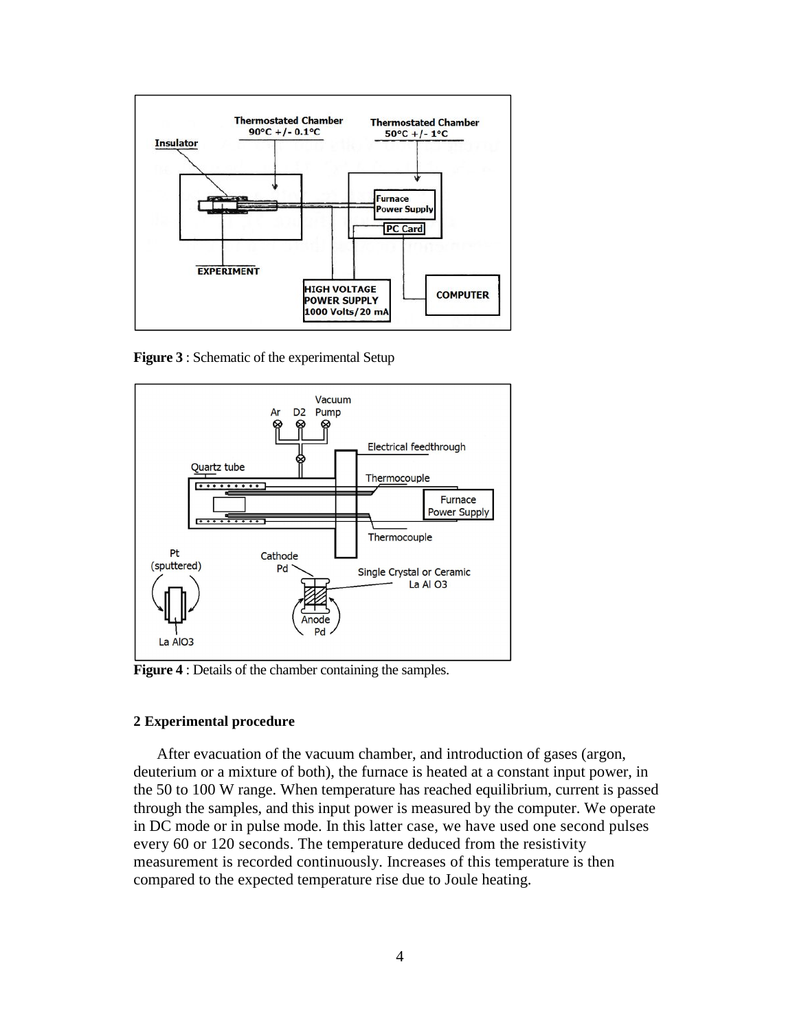**Figure 3** : Schematic of the experimental Setup

**Figure 4** : Details of the chamber containing the samples.

## 2 Experimental procedure

After evacuation of the vacuum chamber, and introduction of gases (argon, deuterium or a mixture of both), the furnace is heated at a constant input power, in the 50 to 100 W range. When temperature has reached equilibrium, current is passed through the samples, and this input power is measured by the computer. We operate in DC mode or in pulse mode. In this latter case, we have used one second pulses every 60 or 120 seconds. The temperature deduced from the resistivity measurement is recorded continuously. Increases of this temperature is then compared to the expected temperature rise due to Joule heating.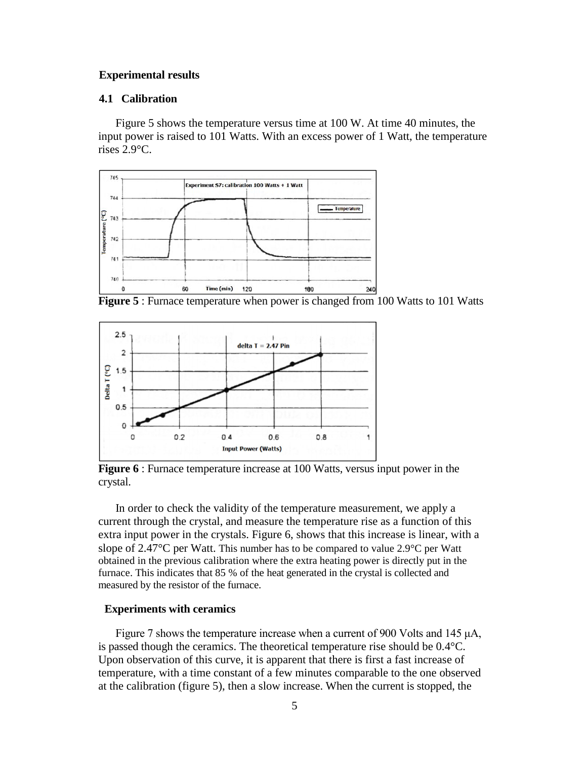## Experimental results

### 4.1 Calibration

Figure 5 shows the temperature versus time at 100 W. At time 40 minutes, the input power is raised to 101 Watts. With an excess power of 1 Watt, the temperature rises 2.9°C.

**Figure 5** : Furnace temperature when power is changed from 100 Watts to 101 Watts

**Figure 6** : Furnace temperature increase at 100 Watts, versus input power in the crystal.

In order to check the validity of the temperature measurement, we apply a current through the crystal, and measure the temperature rise as a function of this extra input power in the crystals. Figure 6, shows that this increase is linear, with a slope of 2.47°C per Watt. This number has to be compared to value 2.9°C per Watt obtained in the previous calibration where the extra heating power is directly put in the furnace. This indicates that 85 % of the heat generated in the crystal is collected and measured by the resistor of the furnace.

### Experiments with ceramics

Figure 7 shows the temperature increase when a current of 900 Volts and 145 μA, is passed though the ceramics. The theoretical temperature rise should be 0.4°C. Upon observation of this curve, it is apparent that there is first a fast increase of temperature, with a time constant of a few minutes comparable to the one observed at the calibration (figure 5), then a slow increase. When the current is stopped, the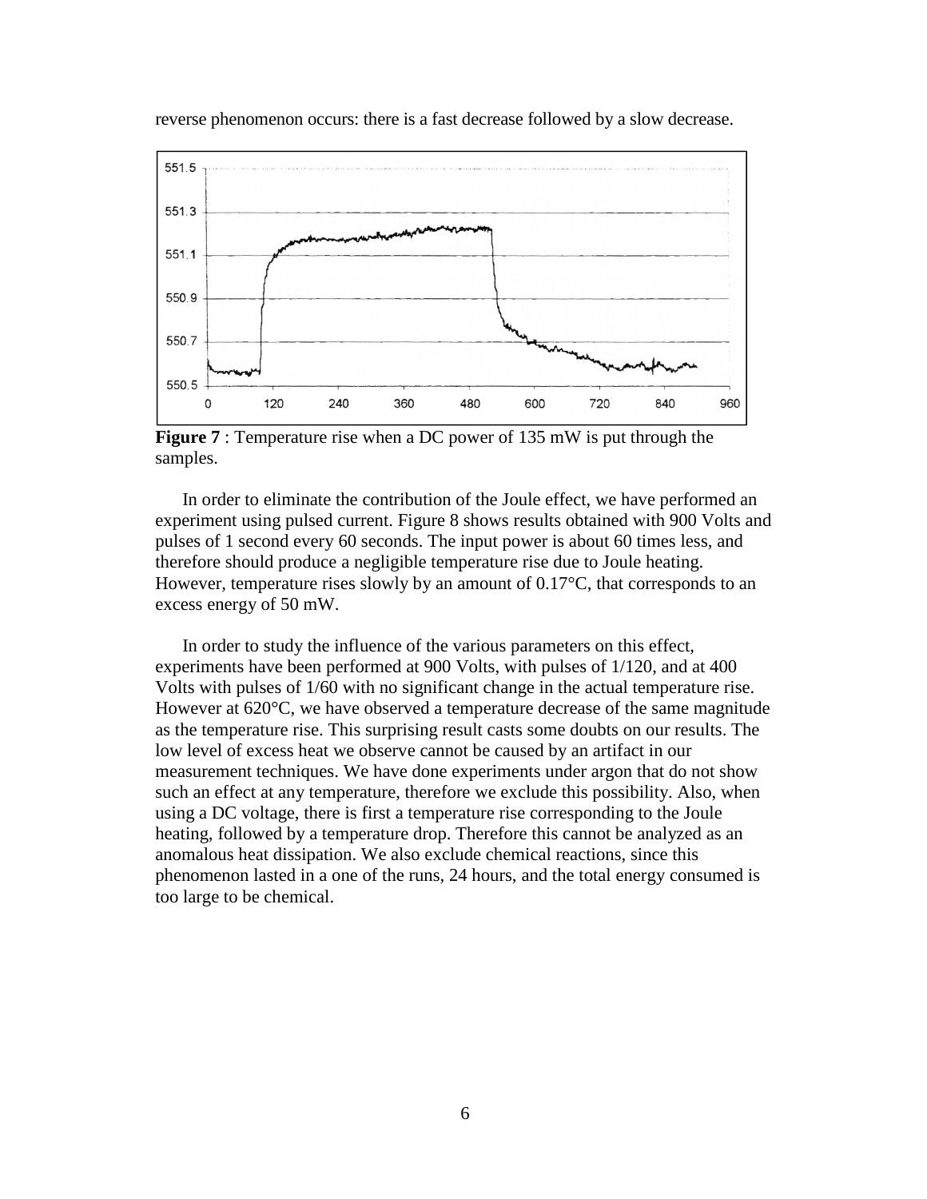reverse phenomenon occurs: there is a fast decrease followed by a slow decrease.

**Figure 7** : Temperature rise when a DC power of 135 mW is put through the samples.

In order to eliminate the contribution of the Joule effect, we have performed an experiment using pulsed current. Figure 8 shows results obtained with 900 Volts and pulses of 1 second every 60 seconds. The input power is about 60 times less, and therefore should produce a negligible temperature rise due to Joule heating. However, temperature rises slowly by an amount of 0.17°C, that corresponds to an excess energy of 50 mW.

In order to study the influence of the various parameters on this effect, experiments have been performed at 900 Volts, with pulses of 1/120, and at 400 Volts with pulses of 1/60 with no significant change in the actual temperature rise. However at 620°C, we have observed a temperature decrease of the same magnitude as the temperature rise. This surprising result casts some doubts on our results. The low level of excess heat we observe cannot be caused by an artifact in our measurement techniques. We have done experiments under argon that do not show such an effect at any temperature, therefore we exclude this possibility. Also, when using a DC voltage, there is first a temperature rise corresponding to the Joule heating, followed by a temperature drop. Therefore this cannot be analyzed as an anomalous heat dissipation. We also exclude chemical reactions, since this phenomenon lasted in a one of the runs, 24 hours, and the total energy consumed is too large to be chemical.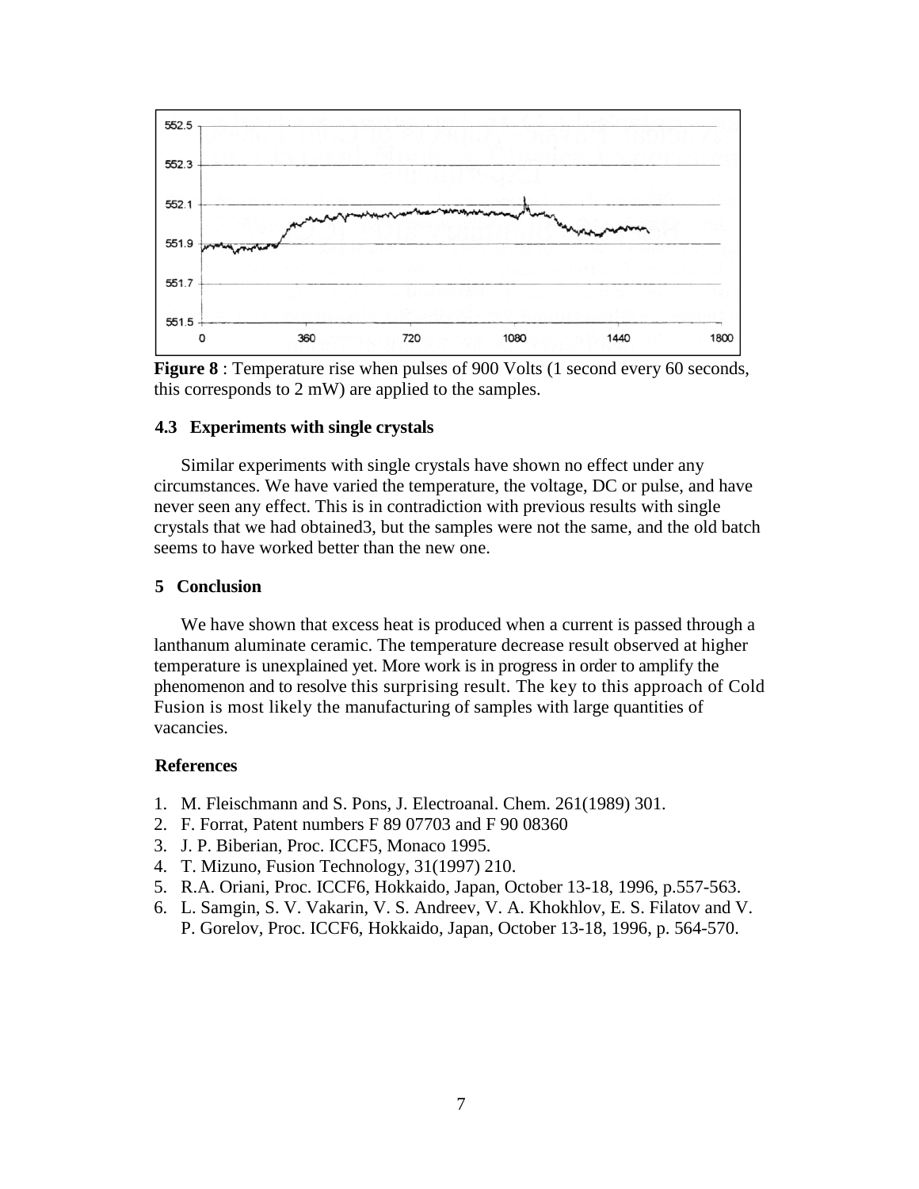552.5

552.3

552.1

551.9

551.7

551.5

0 360 720 1080 1440 1800

**Figure 8** : Temperature rise when pulses of 900 Volts (1 second every 60 seconds, this corresponds to 2 mW) are applied to the samples.

### 4.3 Experiments with single crystals

Similar experiments with single crystals have shown no effect under any circumstances. We have varied the temperature, the voltage, DC or pulse, and have never seen any effect. This is in contradiction with previous results with single crystals that we had obtained3, but the samples were not the same, and the old batch seems to have worked better than the new one.

## 5 Conclusion

We have shown that excess heat is produced when a current is passed through a lanthanum aluminate ceramic. The temperature decrease result observed at higher temperature is unexplained yet. More work is in progress in order to amplify the phenomenon and to resolve this surprising result. The key to this approach of Cold Fusion is most likely the manufacturing of samples with large quantities of vacancies.

## References

1. M. Fleischmann and S. Pons, J. Electroanal. Chem. 261(1989) 301.
2. F. Forrat, Patent numbers F 89 07703 and F 90 08360
3. J. P. Biberian, Proc. ICCF5, Monaco 1995.
4. T. Mizuno, Fusion Technology, 31(1997) 210.
5. R.A. Oriani, Proc. ICCF6, Hokkaido, Japan, October 13-18, 1996, p.557-563.
6. L. Samgin, S. V. Vakarin, V. S. Andreev, V. A. Khokhlov, E. S. Filatov and V. P. Gorelov, Proc. ICCF6, Hokkaido, Japan, October 13-18, 1996, p. 564-570.